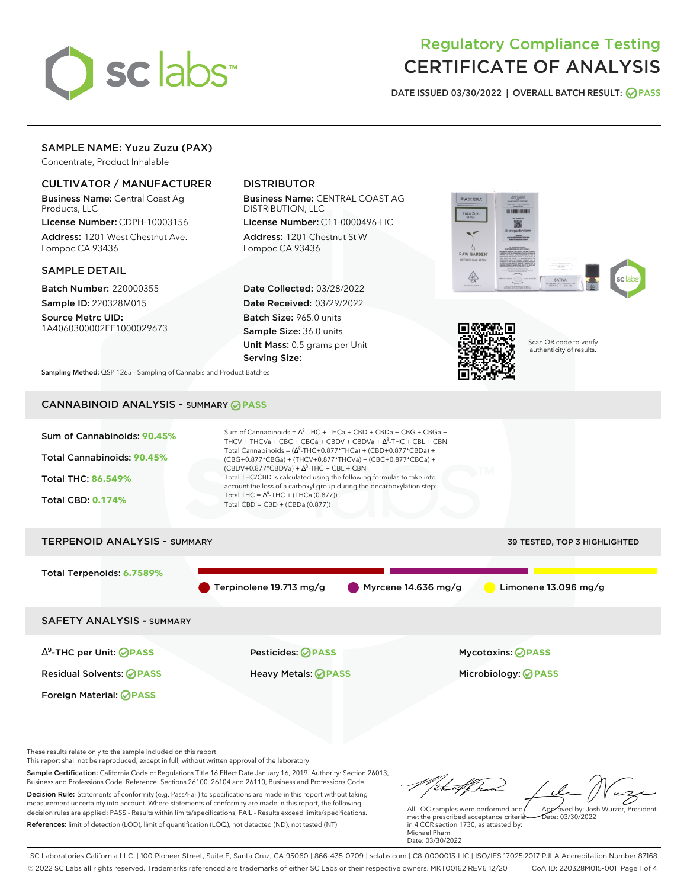# Regulatory Compliance Testing
# CERTIFICATE OF ANALYSIS

DATE ISSUED 03/30/2022 | OVERALL BATCH RESULT: PASS

## SAMPLE NAME: Yuzu Zuzu (PAX)

Concentrate, Product Inhalable

### CULTIVATOR / MANUFACTURER

**Business Name:** Central Coast Ag Products, LLC

**License Number:** CDPH-10003156

**Address:** 1201 West Chestnut Ave. Lompoc CA 93436

### DISTRIBUTOR

**Business Name:** CENTRAL COAST AG DISTRIBUTION, LLC

**License Number:** C11-0000496-LIC

**Address:** 1201 Chestnut St W Lompoc CA 93436

### SAMPLE DETAIL

**Batch Number:** 220000355

**Sample ID:** 220328M015

**Source Metrc UID:** 1A4060300002EE1000029673

**Date Collected:** 03/28/2022

**Date Received:** 03/29/2022

**Batch Size:** 965.0 units

**Sample Size:** 36.0 units

**Unit Mass:** 0.5 grams per Unit

**Serving Size:**

Scan QR code to verify authenticity of results.

**Sampling Method:** QSP 1265 - Sampling of Cannabis and Product Batches

## CANNABINOID ANALYSIS - SUMMARY PASS

Sum of Cannabinoids: **90.45%**

Total Cannabinoids: **90.45%**

Total THC: **86.549%**

Total CBD: **0.174%**

Sum of Cannabinoids = $\Delta^9$-THC + THCa + CBD + CBDa + CBG + CBGa + THCV + THCVa + CBC + CBCa + CBDV + CBDVa + $\Delta^8$-THC + CBL + CBN

Total Cannabinoids = ($\Delta^9$-THC+0.877*THCa) + (CBD+0.877*CBDa) + (CBG+0.877*CBGa) + (THCV+0.877*THCVa) + (CBC+0.877*CBCa) + (CBDV+0.877*CBDVa) + $\Delta^8$-THC + CBL + CBN

Total THC/CBD is calculated using the following formulas to take into account the loss of a carboxyl group during the decarboxylation step:

Total THC = $\Delta^9$-THC + (THCa (0.877))

Total CBD = CBD + (CBDa (0.877))

## TERPENOID ANALYSIS - SUMMARY

39 TESTED, TOP 3 HIGHLIGHTED

Total Terpenoids: **6.7589%**

Terpinolene 19.713 mg/g | Myrcene 14.636 mg/g | Limonene 13.096 mg/g

## SAFETY ANALYSIS - SUMMARY

| | | |
|---|---|---|
| $\Delta^9$-THC per Unit: PASS | Pesticides: PASS | Mycotoxins: PASS |
| Residual Solvents: PASS | Heavy Metals: PASS | Microbiology: PASS |
| Foreign Material: PASS | | |

These results relate only to the sample included on this report.
This report shall not be reproduced, except in full, without written approval of the laboratory.

**Sample Certification:** California Code of Regulations Title 16 Effect Date January 16, 2019. Authority: Section 26013, Business and Professions Code. Reference: Sections 26100, 26104 and 26110, Business and Professions Code.

**Decision Rule:** Statements of conformity (e.g. Pass/Fail) to specifications are made in this report without taking measurement uncertainty into account. Where statements of conformity are made in this report, the following decision rules are applied: PASS - Results within limits/specifications, FAIL - Results exceed limits/specifications.

**References:** limit of detection (LOD), limit of quantification (LOQ), not detected (ND), not tested (NT)

All LQC samples were performed and met the prescribed acceptance criteria in 4 CCR section 1730, as attested by: Michael Pham
Date: 03/30/2022

Approved by: Josh Wurzer, President
Date: 03/30/2022

SC Laboratories California LLC. | 100 Pioneer Street, Suite E, Santa Cruz, CA 95060 | 866-435-0709 | sclabs.com | C8-0000013-LIC | ISO/IES 17025:2017 PJLA Accreditation Number 87168
© 2022 SC Labs all rights reserved. Trademarks referenced are trademarks of either SC Labs or their respective owners. MKT00162 REV6 12/20 CoA ID: 220328M015-001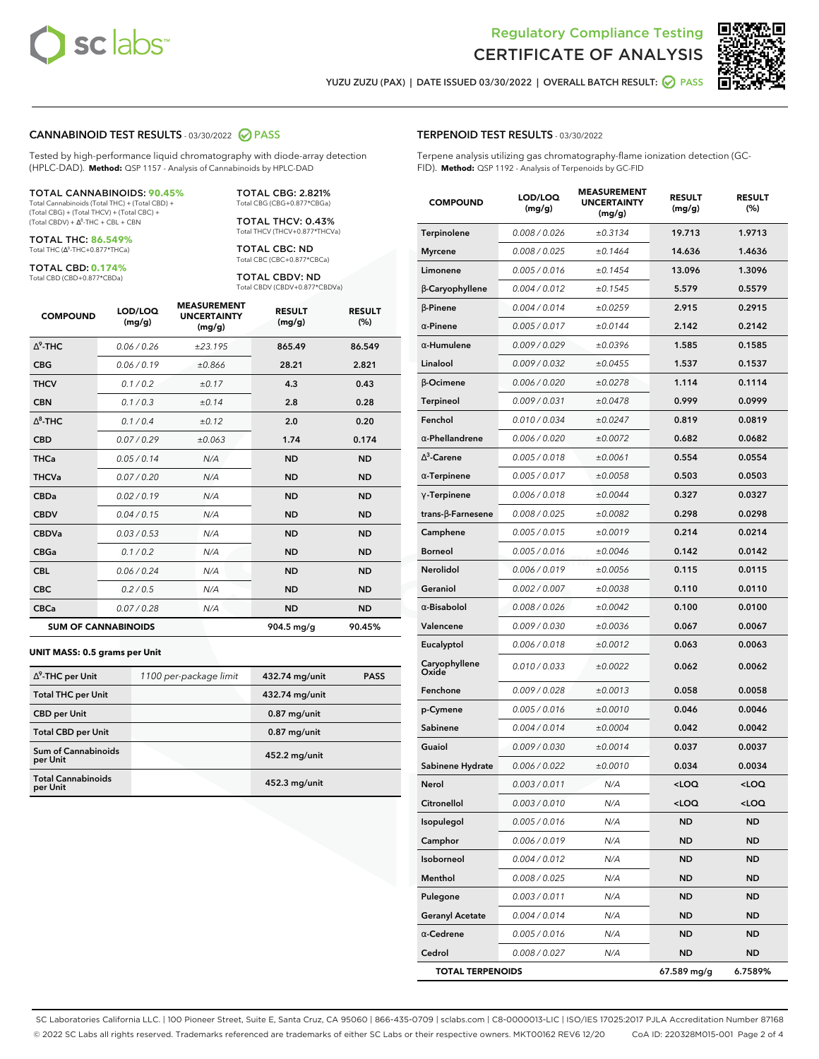# Regulatory Compliance Testing
# CERTIFICATE OF ANALYSIS

YUZU ZUZU (PAX) | DATE ISSUED 03/30/2022 | OVERALL BATCH RESULT: PASS

## CANNABINOID TEST RESULTS - 03/30/2022 PASS

Tested by high-performance liquid chromatography with diode-array detection (HPLC-DAD). **Method:** QSP 1157 - Analysis of Cannabinoids by HPLC-DAD

**TOTAL CANNABINOIDS: 90.45%**
Total Cannabinoids (Total THC) + (Total CBD) + (Total CBG) + (Total THCV) + (Total CBC) + (Total CBDV) + Δ8-THC + CBL + CBN

**TOTAL THC: 86.549%**
Total THC (Δ9-THC+0.877*THCa)

**TOTAL CBD: 0.174%**
Total CBD (CBD+0.877*CBDa)

**TOTAL CBG: 2.821%**
Total CBG (CBG+0.877*CBGa)

**TOTAL THCV: 0.43%**
Total THCV (THCV+0.877*THCVa)

**TOTAL CBC: ND**
Total CBC (CBC+0.877*CBCa)

**TOTAL CBDV: ND**
Total CBDV (CBDV+0.877*CBDVa)

| COMPOUND | LOD/LOQ (mg/g) | MEASUREMENT UNCERTAINTY (mg/g) | RESULT (mg/g) | RESULT (%) |
|---|---|---|---|---|
| Δ9-THC | 0.06 / 0.26 | ±23.195 | 865.49 | 86.549 |
| CBG | 0.06 / 0.19 | ±0.866 | 28.21 | 2.821 |
| THCV | 0.1 / 0.2 | ±0.17 | 4.3 | 0.43 |
| CBN | 0.1 / 0.3 | ±0.14 | 2.8 | 0.28 |
| Δ8-THC | 0.1 / 0.4 | ±0.12 | 2.0 | 0.20 |
| CBD | 0.07 / 0.29 | ±0.063 | 1.74 | 0.174 |
| THCa | 0.05 / 0.14 | N/A | ND | ND |
| THCVa | 0.07 / 0.20 | N/A | ND | ND |
| CBDa | 0.02 / 0.19 | N/A | ND | ND |
| CBDV | 0.04 / 0.15 | N/A | ND | ND |
| CBDVa | 0.03 / 0.53 | N/A | ND | ND |
| CBGa | 0.1 / 0.2 | N/A | ND | ND |
| CBL | 0.06 / 0.24 | N/A | ND | ND |
| CBC | 0.2 / 0.5 | N/A | ND | ND |
| CBCa | 0.07 / 0.28 | N/A | ND | ND |
| **SUM OF CANNABINOIDS** | | | 904.5 mg/g | 90.45% |

**UNIT MASS: 0.5 grams per Unit**

| | | | |
|---|---|---|---|
| Δ9-THC per Unit | 1100 per-package limit | 432.74 mg/unit | PASS |
| Total THC per Unit | | 432.74 mg/unit | |
| CBD per Unit | | 0.87 mg/unit | |
| Total CBD per Unit | | 0.87 mg/unit | |
| Sum of Cannabinoids per Unit | | 452.2 mg/unit | |
| Total Cannabinoids per Unit | | 452.3 mg/unit | |

## TERPENOID TEST RESULTS - 03/30/2022

Terpene analysis utilizing gas chromatography-flame ionization detection (GC-FID). **Method:** QSP 1192 - Analysis of Terpenoids by GC-FID

| COMPOUND | LOD/LOQ (mg/g) | MEASUREMENT UNCERTAINTY (mg/g) | RESULT (mg/g) | RESULT (%) |
|---|---|---|---|---|
| Terpinolene | 0.008 / 0.026 | ±0.3134 | 19.713 | 1.9713 |
| Myrcene | 0.008 / 0.025 | ±0.1464 | 14.636 | 1.4636 |
| Limonene | 0.005 / 0.016 | ±0.1454 | 13.096 | 1.3096 |
| β-Caryophyllene | 0.004 / 0.012 | ±0.1545 | 5.579 | 0.5579 |
| β-Pinene | 0.004 / 0.014 | ±0.0259 | 2.915 | 0.2915 |
| α-Pinene | 0.005 / 0.017 | ±0.0144 | 2.142 | 0.2142 |
| α-Humulene | 0.009 / 0.029 | ±0.0396 | 1.585 | 0.1585 |
| Linalool | 0.009 / 0.032 | ±0.0455 | 1.537 | 0.1537 |
| β-Ocimene | 0.006 / 0.020 | ±0.0278 | 1.114 | 0.1114 |
| Terpineol | 0.009 / 0.031 | ±0.0478 | 0.999 | 0.0999 |
| Fenchol | 0.010 / 0.034 | ±0.0247 | 0.819 | 0.0819 |
| α-Phellandrene | 0.006 / 0.020 | ±0.0072 | 0.682 | 0.0682 |
| Δ3-Carene | 0.005 / 0.018 | ±0.0061 | 0.554 | 0.0554 |
| α-Terpinene | 0.005 / 0.017 | ±0.0058 | 0.503 | 0.0503 |
| γ-Terpinene | 0.006 / 0.018 | ±0.0044 | 0.327 | 0.0327 |
| trans-β-Farnesene | 0.008 / 0.025 | ±0.0082 | 0.298 | 0.0298 |
| Camphene | 0.005 / 0.015 | ±0.0019 | 0.214 | 0.0214 |
| Borneol | 0.005 / 0.016 | ±0.0046 | 0.142 | 0.0142 |
| Nerolidol | 0.006 / 0.019 | ±0.0056 | 0.115 | 0.0115 |
| Geraniol | 0.002 / 0.007 | ±0.0038 | 0.110 | 0.0110 |
| α-Bisabolol | 0.008 / 0.026 | ±0.0042 | 0.100 | 0.0100 |
| Valencene | 0.009 / 0.030 | ±0.0036 | 0.067 | 0.0067 |
| Eucalyptol | 0.006 / 0.018 | ±0.0012 | 0.063 | 0.0063 |
| Caryophyllene Oxide | 0.010 / 0.033 | ±0.0022 | 0.062 | 0.0062 |
| Fenchone | 0.009 / 0.028 | ±0.0013 | 0.058 | 0.0058 |
| p-Cymene | 0.005 / 0.016 | ±0.0010 | 0.046 | 0.0046 |
| Sabinene | 0.004 / 0.014 | ±0.0004 | 0.042 | 0.0042 |
| Guaiol | 0.009 / 0.030 | ±0.0014 | 0.037 | 0.0037 |
| Sabinene Hydrate | 0.006 / 0.022 | ±0.0010 | 0.034 | 0.0034 |
| Nerol | 0.003 / 0.011 | N/A | <LOQ | <LOQ |
| Citronellol | 0.003 / 0.010 | N/A | <LOQ | <LOQ |
| Isopulegol | 0.005 / 0.016 | N/A | ND | ND |
| Camphor | 0.006 / 0.019 | N/A | ND | ND |
| Isoborneol | 0.004 / 0.012 | N/A | ND | ND |
| Menthol | 0.008 / 0.025 | N/A | ND | ND |
| Pulegone | 0.003 / 0.011 | N/A | ND | ND |
| Geranyl Acetate | 0.004 / 0.014 | N/A | ND | ND |
| α-Cedrene | 0.005 / 0.016 | N/A | ND | ND |
| Cedrol | 0.008 / 0.027 | N/A | ND | ND |
| **TOTAL TERPENOIDS** | | | 67.589 mg/g | 6.7589% |

SC Laboratories California LLC. | 100 Pioneer Street, Suite E, Santa Cruz, CA 95060 | 866-435-0709 | sclabs.com | C8-0000013-LIC | ISO/IES 17025:2017 PJLA Accreditation Number 87168
© 2022 SC Labs all rights reserved. Trademarks referenced are trademarks of either SC Labs or their respective owners. MKT00162 REV6 12/20 CoA ID: 220328M015-001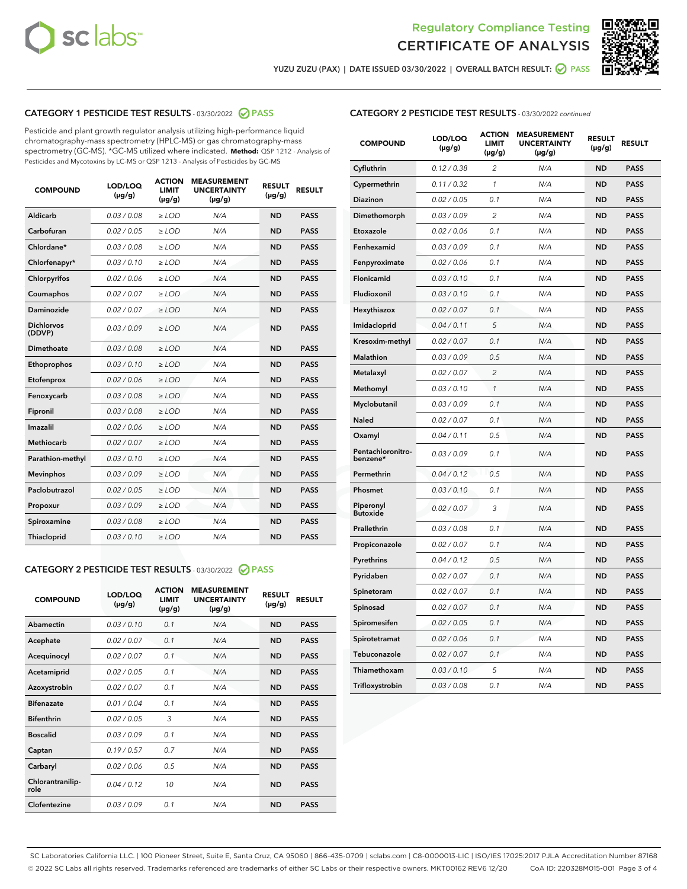Regulatory Compliance Testing
CERTIFICATE OF ANALYSIS

YUZU ZUZU (PAX) | DATE ISSUED 03/30/2022 | OVERALL BATCH RESULT: PASS

## CATEGORY 1 PESTICIDE TEST RESULTS - 03/30/2022 PASS

Pesticide and plant growth regulator analysis utilizing high-performance liquid chromatography-mass spectrometry (HPLC-MS) or gas chromatography-mass spectrometry (GC-MS). *GC-MS utilized where indicated. **Method:** QSP 1212 - Analysis of Pesticides and Mycotoxins by LC-MS or QSP 1213 - Analysis of Pesticides by GC-MS

| COMPOUND | LOD/LOQ (µg/g) | ACTION LIMIT (µg/g) | MEASUREMENT UNCERTAINTY (µg/g) | RESULT (µg/g) | RESULT |
|---|---|---|---|---|---|
| Aldicarb | 0.03 / 0.08 | ≥ LOD | N/A | ND | PASS |
| Carbofuran | 0.02 / 0.05 | ≥ LOD | N/A | ND | PASS |
| Chlordane* | 0.03 / 0.08 | ≥ LOD | N/A | ND | PASS |
| Chlorfenapyr* | 0.03 / 0.10 | ≥ LOD | N/A | ND | PASS |
| Chlorpyrifos | 0.02 / 0.06 | ≥ LOD | N/A | ND | PASS |
| Coumaphos | 0.02 / 0.07 | ≥ LOD | N/A | ND | PASS |
| Daminozide | 0.02 / 0.07 | ≥ LOD | N/A | ND | PASS |
| Dichlorvos (DDVP) | 0.03 / 0.09 | ≥ LOD | N/A | ND | PASS |
| Dimethoate | 0.03 / 0.08 | ≥ LOD | N/A | ND | PASS |
| Ethoprophos | 0.03 / 0.10 | ≥ LOD | N/A | ND | PASS |
| Etofenprox | 0.02 / 0.06 | ≥ LOD | N/A | ND | PASS |
| Fenoxycarb | 0.03 / 0.08 | ≥ LOD | N/A | ND | PASS |
| Fipronil | 0.03 / 0.08 | ≥ LOD | N/A | ND | PASS |
| Imazalil | 0.02 / 0.06 | ≥ LOD | N/A | ND | PASS |
| Methiocarb | 0.02 / 0.07 | ≥ LOD | N/A | ND | PASS |
| Parathion-methyl | 0.03 / 0.10 | ≥ LOD | N/A | ND | PASS |
| Mevinphos | 0.03 / 0.09 | ≥ LOD | N/A | ND | PASS |
| Paclobutrazol | 0.02 / 0.05 | ≥ LOD | N/A | ND | PASS |
| Propoxur | 0.03 / 0.09 | ≥ LOD | N/A | ND | PASS |
| Spiroxamine | 0.03 / 0.08 | ≥ LOD | N/A | ND | PASS |
| Thiacloprid | 0.03 / 0.10 | ≥ LOD | N/A | ND | PASS |

## CATEGORY 2 PESTICIDE TEST RESULTS - 03/30/2022 PASS

| COMPOUND | LOD/LOQ (µg/g) | ACTION LIMIT (µg/g) | MEASUREMENT UNCERTAINTY (µg/g) | RESULT (µg/g) | RESULT |
|---|---|---|---|---|---|
| Abamectin | 0.03 / 0.10 | 0.1 | N/A | ND | PASS |
| Acephate | 0.02 / 0.07 | 0.1 | N/A | ND | PASS |
| Acequinocyl | 0.02 / 0.07 | 0.1 | N/A | ND | PASS |
| Acetamiprid | 0.02 / 0.05 | 0.1 | N/A | ND | PASS |
| Azoxystrobin | 0.02 / 0.07 | 0.1 | N/A | ND | PASS |
| Bifenazate | 0.01 / 0.04 | 0.1 | N/A | ND | PASS |
| Bifenthrin | 0.02 / 0.05 | 3 | N/A | ND | PASS |
| Boscalid | 0.03 / 0.09 | 0.1 | N/A | ND | PASS |
| Captan | 0.19 / 0.57 | 0.7 | N/A | ND | PASS |
| Carbaryl | 0.02 / 0.06 | 0.5 | N/A | ND | PASS |
| Chlorantraniliprole | 0.04 / 0.12 | 10 | N/A | ND | PASS |
| Clofentezine | 0.03 / 0.09 | 0.1 | N/A | ND | PASS |
| Cyfluthrin | 0.12 / 0.38 | 2 | N/A | ND | PASS |
| Cypermethrin | 0.11 / 0.32 | 1 | N/A | ND | PASS |
| Diazinon | 0.02 / 0.05 | 0.1 | N/A | ND | PASS |
| Dimethomorph | 0.03 / 0.09 | 2 | N/A | ND | PASS |
| Etoxazole | 0.02 / 0.06 | 0.1 | N/A | ND | PASS |
| Fenhexamid | 0.03 / 0.09 | 0.1 | N/A | ND | PASS |
| Fenpyroximate | 0.02 / 0.06 | 0.1 | N/A | ND | PASS |
| Flonicamid | 0.03 / 0.10 | 0.1 | N/A | ND | PASS |
| Fludioxonil | 0.03 / 0.10 | 0.1 | N/A | ND | PASS |
| Hexythiazox | 0.02 / 0.07 | 0.1 | N/A | ND | PASS |
| Imidacloprid | 0.04 / 0.11 | 5 | N/A | ND | PASS |
| Kresoxim-methyl | 0.02 / 0.07 | 0.1 | N/A | ND | PASS |
| Malathion | 0.03 / 0.09 | 0.5 | N/A | ND | PASS |
| Metalaxyl | 0.02 / 0.07 | 2 | N/A | ND | PASS |
| Methomyl | 0.03 / 0.10 | 1 | N/A | ND | PASS |
| Myclobutanil | 0.03 / 0.09 | 0.1 | N/A | ND | PASS |
| Naled | 0.02 / 0.07 | 0.1 | N/A | ND | PASS |
| Oxamyl | 0.04 / 0.11 | 0.5 | N/A | ND | PASS |
| Pentachloronitrobenzene* | 0.03 / 0.09 | 0.1 | N/A | ND | PASS |
| Permethrin | 0.04 / 0.12 | 0.5 | N/A | ND | PASS |
| Phosmet | 0.03 / 0.10 | 0.1 | N/A | ND | PASS |
| Piperonyl Butoxide | 0.02 / 0.07 | 3 | N/A | ND | PASS |
| Prallethrin | 0.03 / 0.08 | 0.1 | N/A | ND | PASS |
| Propiconazole | 0.02 / 0.07 | 0.1 | N/A | ND | PASS |
| Pyrethrins | 0.04 / 0.12 | 0.5 | N/A | ND | PASS |
| Pyridaben | 0.02 / 0.07 | 0.1 | N/A | ND | PASS |
| Spinetoram | 0.02 / 0.07 | 0.1 | N/A | ND | PASS |
| Spinosad | 0.02 / 0.07 | 0.1 | N/A | ND | PASS |
| Spiromesifen | 0.02 / 0.05 | 0.1 | N/A | ND | PASS |
| Spirotetramat | 0.02 / 0.06 | 0.1 | N/A | ND | PASS |
| Tebuconazole | 0.02 / 0.07 | 0.1 | N/A | ND | PASS |
| Thiamethoxam | 0.03 / 0.10 | 5 | N/A | ND | PASS |
| Trifloxystrobin | 0.03 / 0.08 | 0.1 | N/A | ND | PASS |

SC Laboratories California LLC. | 100 Pioneer Street, Suite E, Santa Cruz, CA 95060 | 866-435-0709 | sclabs.com | C8-0000013-LIC | ISO/IES 17025:2017 PJLA Accreditation Number 87168
© 2022 SC Labs all rights reserved. Trademarks referenced are trademarks of either SC Labs or their respective owners. MKT00162 REV6 12/20 CoA ID: 220328M015-001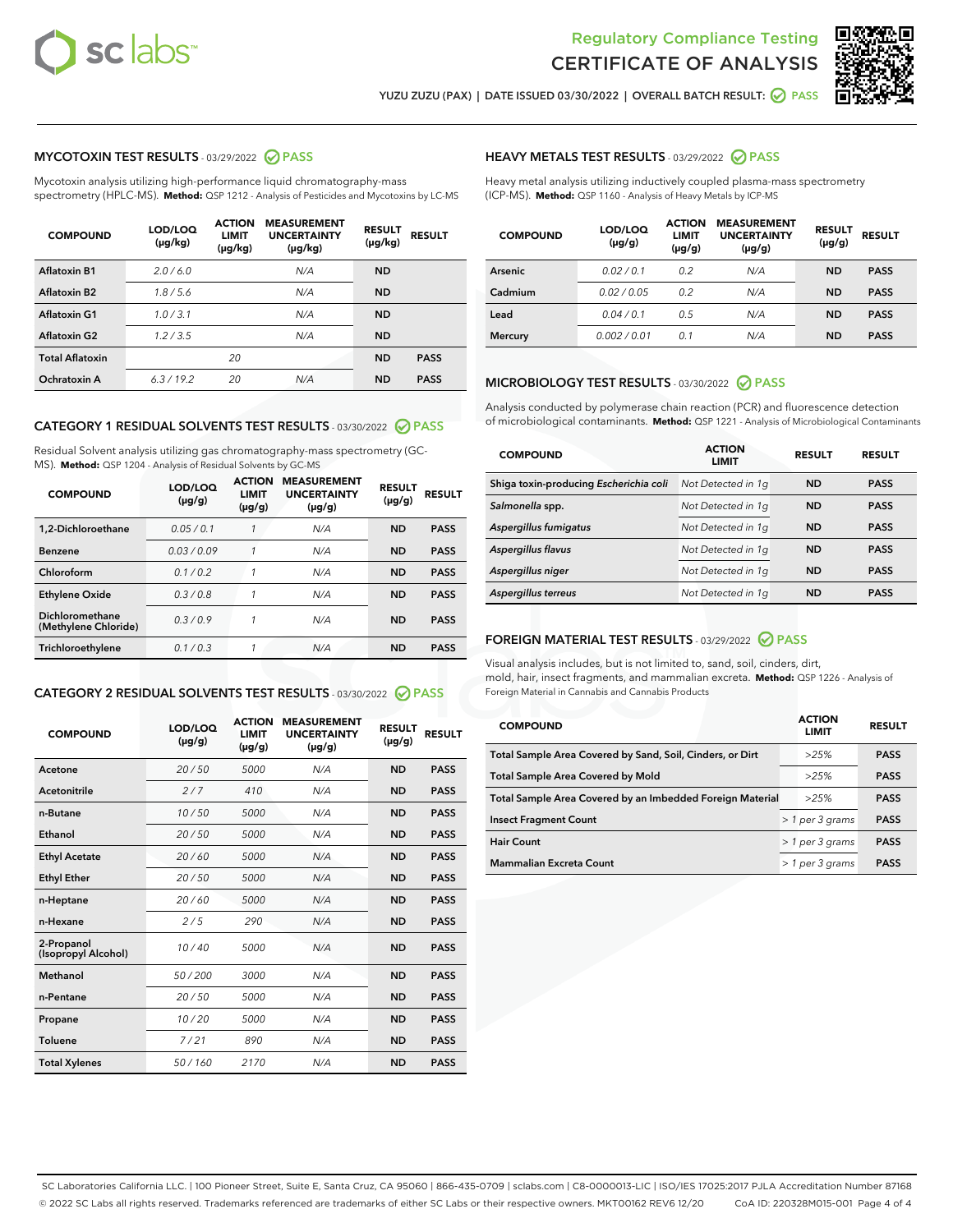Regulatory Compliance Testing
CERTIFICATE OF ANALYSIS

YUZU ZUZU (PAX) | DATE ISSUED 03/30/2022 | OVERALL BATCH RESULT: PASS

## MYCOTOXIN TEST RESULTS - 03/29/2022 PASS

Mycotoxin analysis utilizing high-performance liquid chromatography-mass spectrometry (HPLC-MS). **Method:** QSP 1212 - Analysis of Pesticides and Mycotoxins by LC-MS

| COMPOUND | LOD/LOQ (µg/kg) | ACTION LIMIT (µg/kg) | MEASUREMENT UNCERTAINTY (µg/kg) | RESULT (µg/kg) | RESULT |
|---|---|---|---|---|---|
| Aflatoxin B1 | 2.0 / 6.0 | | N/A | ND | |
| Aflatoxin B2 | 1.8 / 5.6 | | N/A | ND | |
| Aflatoxin G1 | 1.0 / 3.1 | | N/A | ND | |
| Aflatoxin G2 | 1.2 / 3.5 | | N/A | ND | |
| Total Aflatoxin | | 20 | | ND | PASS |
| Ochratoxin A | 6.3 / 19.2 | 20 | N/A | ND | PASS |

## CATEGORY 1 RESIDUAL SOLVENTS TEST RESULTS - 03/30/2022 PASS

Residual Solvent analysis utilizing gas chromatography-mass spectrometry (GC-MS). **Method:** QSP 1204 - Analysis of Residual Solvents by GC-MS

| COMPOUND | LOD/LOQ (µg/g) | ACTION LIMIT (µg/g) | MEASUREMENT UNCERTAINTY (µg/g) | RESULT (µg/g) | RESULT |
|---|---|---|---|---|---|
| 1,2-Dichloroethane | 0.05 / 0.1 | 1 | N/A | ND | PASS |
| Benzene | 0.03 / 0.09 | 1 | N/A | ND | PASS |
| Chloroform | 0.1 / 0.2 | 1 | N/A | ND | PASS |
| Ethylene Oxide | 0.3 / 0.8 | 1 | N/A | ND | PASS |
| Dichloromethane (Methylene Chloride) | 0.3 / 0.9 | 1 | N/A | ND | PASS |
| Trichloroethylene | 0.1 / 0.3 | 1 | N/A | ND | PASS |

## CATEGORY 2 RESIDUAL SOLVENTS TEST RESULTS - 03/30/2022 PASS

| COMPOUND | LOD/LOQ (µg/g) | ACTION LIMIT (µg/g) | MEASUREMENT UNCERTAINTY (µg/g) | RESULT (µg/g) | RESULT |
|---|---|---|---|---|---|
| Acetone | 20 / 50 | 5000 | N/A | ND | PASS |
| Acetonitrile | 2 / 7 | 410 | N/A | ND | PASS |
| n-Butane | 10 / 50 | 5000 | N/A | ND | PASS |
| Ethanol | 20 / 50 | 5000 | N/A | ND | PASS |
| Ethyl Acetate | 20 / 60 | 5000 | N/A | ND | PASS |
| Ethyl Ether | 20 / 50 | 5000 | N/A | ND | PASS |
| n-Heptane | 20 / 60 | 5000 | N/A | ND | PASS |
| n-Hexane | 2 / 5 | 290 | N/A | ND | PASS |
| 2-Propanol (Isopropyl Alcohol) | 10 / 40 | 5000 | N/A | ND | PASS |
| Methanol | 50 / 200 | 3000 | N/A | ND | PASS |
| n-Pentane | 20 / 50 | 5000 | N/A | ND | PASS |
| Propane | 10 / 20 | 5000 | N/A | ND | PASS |
| Toluene | 7 / 21 | 890 | N/A | ND | PASS |
| Total Xylenes | 50 / 160 | 2170 | N/A | ND | PASS |

## HEAVY METALS TEST RESULTS - 03/29/2022 PASS

Heavy metal analysis utilizing inductively coupled plasma-mass spectrometry (ICP-MS). **Method:** QSP 1160 - Analysis of Heavy Metals by ICP-MS

| COMPOUND | LOD/LOQ (µg/g) | ACTION LIMIT (µg/g) | MEASUREMENT UNCERTAINTY (µg/g) | RESULT (µg/g) | RESULT |
|---|---|---|---|---|---|
| Arsenic | 0.02 / 0.1 | 0.2 | N/A | ND | PASS |
| Cadmium | 0.02 / 0.05 | 0.2 | N/A | ND | PASS |
| Lead | 0.04 / 0.1 | 0.5 | N/A | ND | PASS |
| Mercury | 0.002 / 0.01 | 0.1 | N/A | ND | PASS |

## MICROBIOLOGY TEST RESULTS - 03/30/2022 PASS

Analysis conducted by polymerase chain reaction (PCR) and fluorescence detection of microbiological contaminants. **Method:** QSP 1221 - Analysis of Microbiological Contaminants

| COMPOUND | ACTION LIMIT | RESULT | RESULT |
|---|---|---|---|
| Shiga toxin-producing *Escherichia coli* | Not Detected in 1g | ND | PASS |
| *Salmonella* spp. | Not Detected in 1g | ND | PASS |
| *Aspergillus fumigatus* | Not Detected in 1g | ND | PASS |
| *Aspergillus flavus* | Not Detected in 1g | ND | PASS |
| *Aspergillus niger* | Not Detected in 1g | ND | PASS |
| *Aspergillus terreus* | Not Detected in 1g | ND | PASS |

## FOREIGN MATERIAL TEST RESULTS - 03/29/2022 PASS

Visual analysis includes, but is not limited to, sand, soil, cinders, dirt, mold, hair, insect fragments, and mammalian excreta. **Method:** QSP 1226 - Analysis of Foreign Material in Cannabis and Cannabis Products

| COMPOUND | ACTION LIMIT | RESULT |
|---|---|---|
| Total Sample Area Covered by Sand, Soil, Cinders, or Dirt | >25% | PASS |
| Total Sample Area Covered by Mold | >25% | PASS |
| Total Sample Area Covered by an Imbedded Foreign Material | >25% | PASS |
| Insect Fragment Count | > 1 per 3 grams | PASS |
| Hair Count | > 1 per 3 grams | PASS |
| Mammalian Excreta Count | > 1 per 3 grams | PASS |

SC Laboratories California LLC. | 100 Pioneer Street, Suite E, Santa Cruz, CA 95060 | 866-435-0709 | sclabs.com | C8-0000013-LIC | ISO/IES 17025:2017 PJLA Accreditation Number 87168
© 2022 SC Labs all rights reserved. Trademarks referenced are trademarks of either SC Labs or their respective owners. MKT00162 REV6 12/20 CoA ID: 220328M015-001